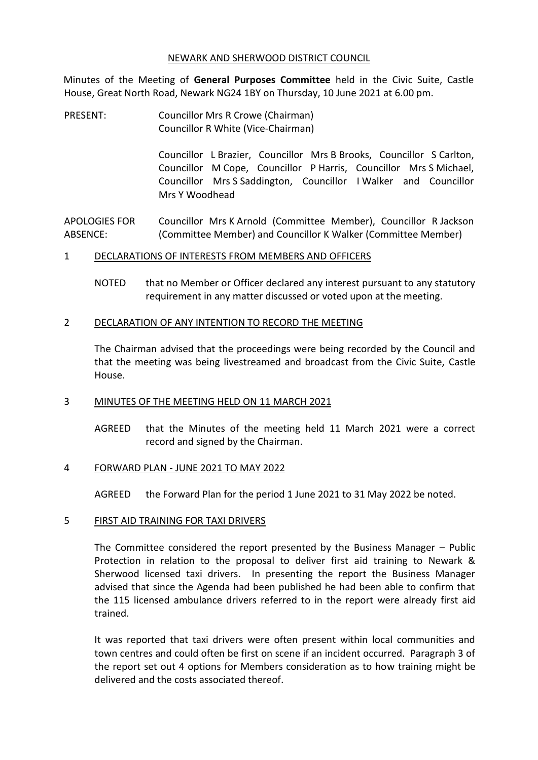NEWARK AND SHERWOOD DISTRICT COUNCIL

Minutes of the Meeting of **General Purposes Committee** held in the Civic Suite, Castle House, Great North Road, Newark NG24 1BY on Thursday, 10 June 2021 at 6.00 pm.

PRESENT: Councillor Mrs R Crowe (Chairman)
Councillor R White (Vice-Chairman)

Councillor L Brazier, Councillor Mrs B Brooks, Councillor S Carlton, Councillor M Cope, Councillor P Harris, Councillor Mrs S Michael, Councillor Mrs S Saddington, Councillor I Walker and Councillor Mrs Y Woodhead

APOLOGIES FOR ABSENCE: Councillor Mrs K Arnold (Committee Member), Councillor R Jackson (Committee Member) and Councillor K Walker (Committee Member)

## 1 DECLARATIONS OF INTERESTS FROM MEMBERS AND OFFICERS

NOTED that no Member or Officer declared any interest pursuant to any statutory requirement in any matter discussed or voted upon at the meeting.

## 2 DECLARATION OF ANY INTENTION TO RECORD THE MEETING

The Chairman advised that the proceedings were being recorded by the Council and that the meeting was being livestreamed and broadcast from the Civic Suite, Castle House.

## 3 MINUTES OF THE MEETING HELD ON 11 MARCH 2021

AGREED that the Minutes of the meeting held 11 March 2021 were a correct record and signed by the Chairman.

## 4 FORWARD PLAN - JUNE 2021 TO MAY 2022

AGREED the Forward Plan for the period 1 June 2021 to 31 May 2022 be noted.

## 5 FIRST AID TRAINING FOR TAXI DRIVERS

The Committee considered the report presented by the Business Manager – Public Protection in relation to the proposal to deliver first aid training to Newark & Sherwood licensed taxi drivers. In presenting the report the Business Manager advised that since the Agenda had been published he had been able to confirm that the 115 licensed ambulance drivers referred to in the report were already first aid trained.

It was reported that taxi drivers were often present within local communities and town centres and could often be first on scene if an incident occurred. Paragraph 3 of the report set out 4 options for Members consideration as to how training might be delivered and the costs associated thereof.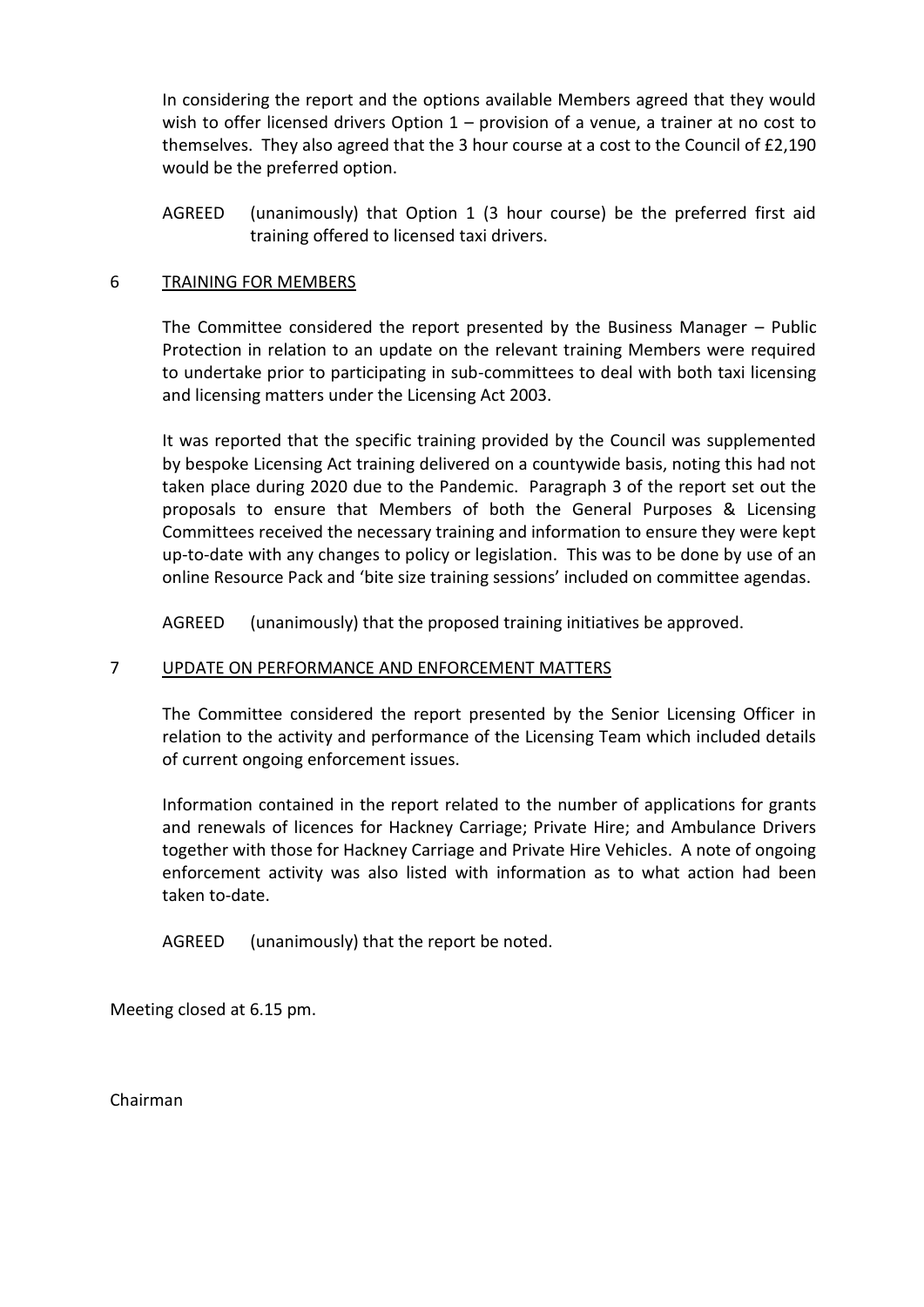In considering the report and the options available Members agreed that they would wish to offer licensed drivers Option 1 – provision of a venue, a trainer at no cost to themselves. They also agreed that the 3 hour course at a cost to the Council of £2,190 would be the preferred option.

AGREED (unanimously) that Option 1 (3 hour course) be the preferred first aid training offered to licensed taxi drivers.

## 6 TRAINING FOR MEMBERS

The Committee considered the report presented by the Business Manager – Public Protection in relation to an update on the relevant training Members were required to undertake prior to participating in sub-committees to deal with both taxi licensing and licensing matters under the Licensing Act 2003.

It was reported that the specific training provided by the Council was supplemented by bespoke Licensing Act training delivered on a countywide basis, noting this had not taken place during 2020 due to the Pandemic. Paragraph 3 of the report set out the proposals to ensure that Members of both the General Purposes & Licensing Committees received the necessary training and information to ensure they were kept up-to-date with any changes to policy or legislation. This was to be done by use of an online Resource Pack and 'bite size training sessions' included on committee agendas.

AGREED (unanimously) that the proposed training initiatives be approved.

## 7 UPDATE ON PERFORMANCE AND ENFORCEMENT MATTERS

The Committee considered the report presented by the Senior Licensing Officer in relation to the activity and performance of the Licensing Team which included details of current ongoing enforcement issues.

Information contained in the report related to the number of applications for grants and renewals of licences for Hackney Carriage; Private Hire; and Ambulance Drivers together with those for Hackney Carriage and Private Hire Vehicles. A note of ongoing enforcement activity was also listed with information as to what action had been taken to-date.

AGREED (unanimously) that the report be noted.

Meeting closed at 6.15 pm.

Chairman